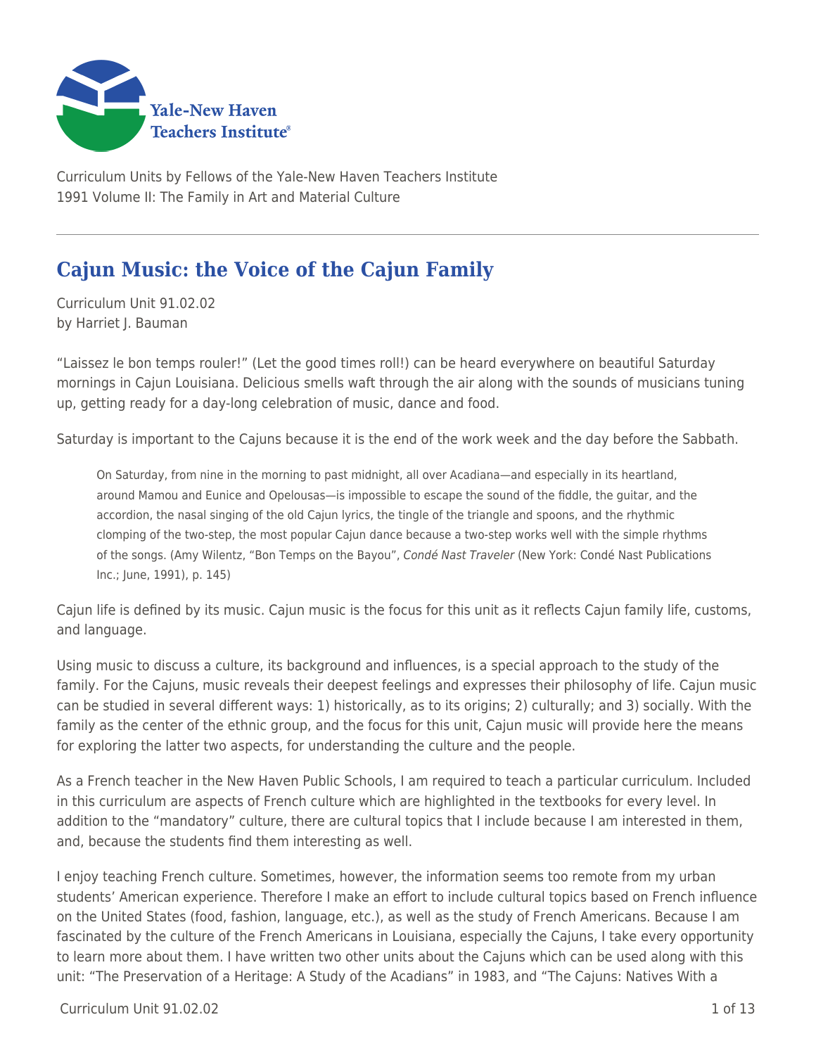Curriculum Units by Fellows of the Yale-New Haven Teachers Institute
1991 Volume II: The Family in Art and Material Culture

# Cajun Music: the Voice of the Cajun Family

Curriculum Unit 91.02.02
by Harriet J. Bauman

"Laissez le bon temps rouler!" (Let the good times roll!) can be heard everywhere on beautiful Saturday mornings in Cajun Louisiana. Delicious smells waft through the air along with the sounds of musicians tuning up, getting ready for a day-long celebration of music, dance and food.

Saturday is important to the Cajuns because it is the end of the work week and the day before the Sabbath.

> On Saturday, from nine in the morning to past midnight, all over Acadiana—and especially in its heartland, around Mamou and Eunice and Opelousas—is impossible to escape the sound of the fiddle, the guitar, and the accordion, the nasal singing of the old Cajun lyrics, the tingle of the triangle and spoons, and the rhythmic clomping of the two-step, the most popular Cajun dance because a two-step works well with the simple rhythms of the songs. (Amy Wilentz, "Bon Temps on the Bayou", *Condé Nast Traveler* (New York: Condé Nast Publications Inc.; June, 1991), p. 145)

Cajun life is defined by its music. Cajun music is the focus for this unit as it reflects Cajun family life, customs, and language.

Using music to discuss a culture, its background and influences, is a special approach to the study of the family. For the Cajuns, music reveals their deepest feelings and expresses their philosophy of life. Cajun music can be studied in several different ways: 1) historically, as to its origins; 2) culturally; and 3) socially. With the family as the center of the ethnic group, and the focus for this unit, Cajun music will provide here the means for exploring the latter two aspects, for understanding the culture and the people.

As a French teacher in the New Haven Public Schools, I am required to teach a particular curriculum. Included in this curriculum are aspects of French culture which are highlighted in the textbooks for every level. In addition to the "mandatory" culture, there are cultural topics that I include because I am interested in them, and, because the students find them interesting as well.

I enjoy teaching French culture. Sometimes, however, the information seems too remote from my urban students' American experience. Therefore I make an effort to include cultural topics based on French influence on the United States (food, fashion, language, etc.), as well as the study of French Americans. Because I am fascinated by the culture of the French Americans in Louisiana, especially the Cajuns, I take every opportunity to learn more about them. I have written two other units about the Cajuns which can be used along with this unit: "The Preservation of a Heritage: A Study of the Acadians" in 1983, and "The Cajuns: Natives With a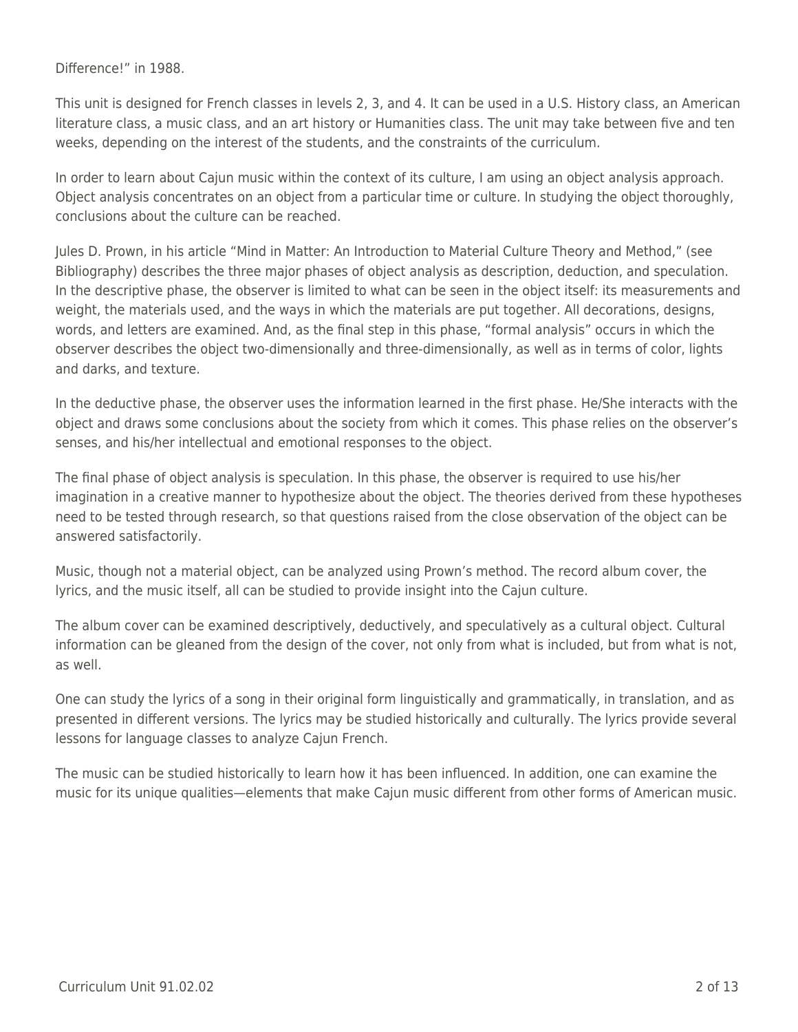Difference!" in 1988.

This unit is designed for French classes in levels 2, 3, and 4. It can be used in a U.S. History class, an American literature class, a music class, and an art history or Humanities class. The unit may take between five and ten weeks, depending on the interest of the students, and the constraints of the curriculum.

In order to learn about Cajun music within the context of its culture, I am using an object analysis approach. Object analysis concentrates on an object from a particular time or culture. In studying the object thoroughly, conclusions about the culture can be reached.

Jules D. Prown, in his article "Mind in Matter: An Introduction to Material Culture Theory and Method," (see Bibliography) describes the three major phases of object analysis as description, deduction, and speculation. In the descriptive phase, the observer is limited to what can be seen in the object itself: its measurements and weight, the materials used, and the ways in which the materials are put together. All decorations, designs, words, and letters are examined. And, as the final step in this phase, "formal analysis" occurs in which the observer describes the object two-dimensionally and three-dimensionally, as well as in terms of color, lights and darks, and texture.

In the deductive phase, the observer uses the information learned in the first phase. He/She interacts with the object and draws some conclusions about the society from which it comes. This phase relies on the observer's senses, and his/her intellectual and emotional responses to the object.

The final phase of object analysis is speculation. In this phase, the observer is required to use his/her imagination in a creative manner to hypothesize about the object. The theories derived from these hypotheses need to be tested through research, so that questions raised from the close observation of the object can be answered satisfactorily.

Music, though not a material object, can be analyzed using Prown's method. The record album cover, the lyrics, and the music itself, all can be studied to provide insight into the Cajun culture.

The album cover can be examined descriptively, deductively, and speculatively as a cultural object. Cultural information can be gleaned from the design of the cover, not only from what is included, but from what is not, as well.

One can study the lyrics of a song in their original form linguistically and grammatically, in translation, and as presented in different versions. The lyrics may be studied historically and culturally. The lyrics provide several lessons for language classes to analyze Cajun French.

The music can be studied historically to learn how it has been influenced. In addition, one can examine the music for its unique qualities—elements that make Cajun music different from other forms of American music.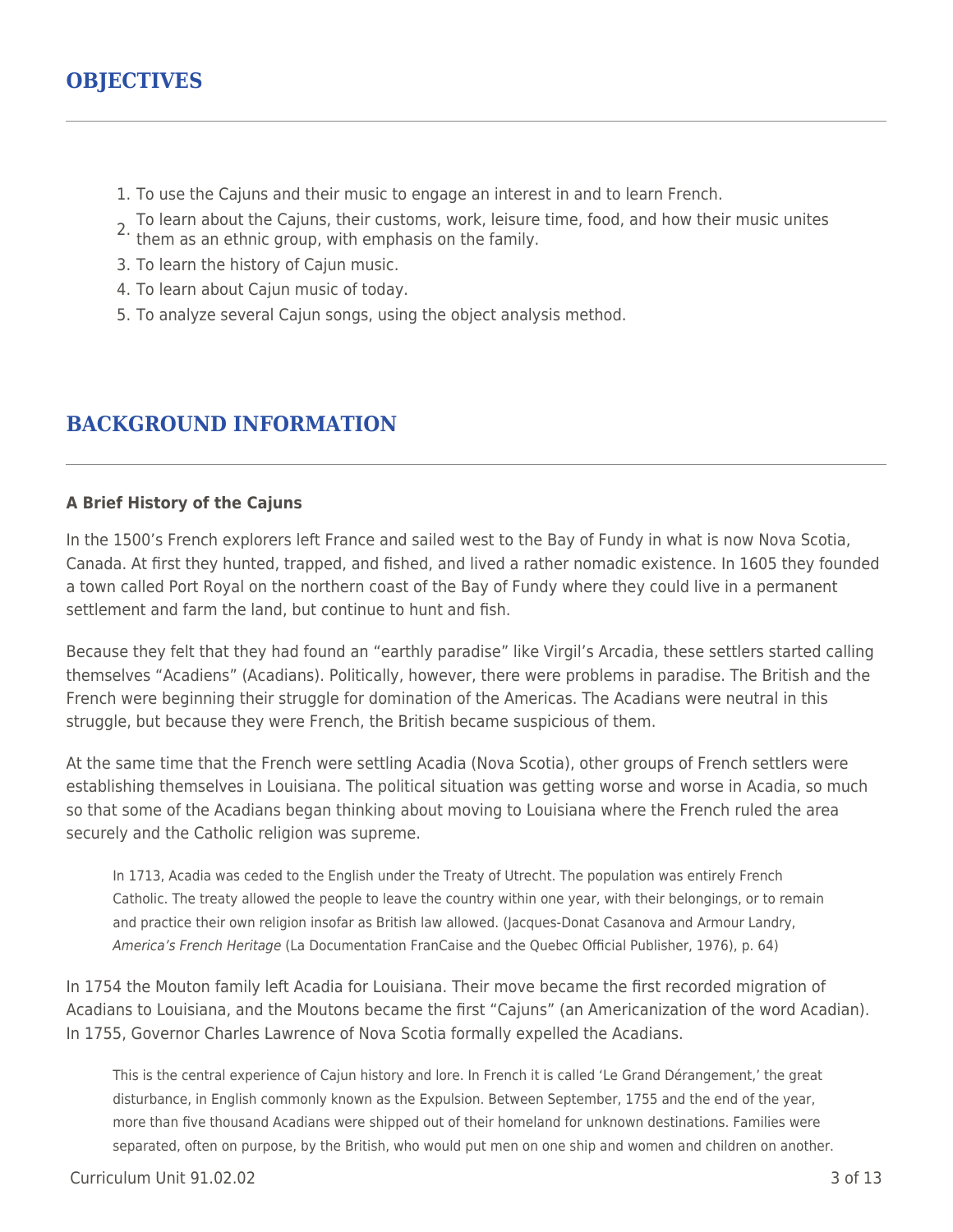## OBJECTIVES

1. To use the Cajuns and their music to engage an interest in and to learn French.
2. To learn about the Cajuns, their customs, work, leisure time, food, and how their music unites them as an ethnic group, with emphasis on the family.
3. To learn the history of Cajun music.
4. To learn about Cajun music of today.
5. To analyze several Cajun songs, using the object analysis method.

## BACKGROUND INFORMATION

**A Brief History of the Cajuns**

In the 1500's French explorers left France and sailed west to the Bay of Fundy in what is now Nova Scotia, Canada. At first they hunted, trapped, and fished, and lived a rather nomadic existence. In 1605 they founded a town called Port Royal on the northern coast of the Bay of Fundy where they could live in a permanent settlement and farm the land, but continue to hunt and fish.

Because they felt that they had found an "earthly paradise" like Virgil's Arcadia, these settlers started calling themselves "Acadiens" (Acadians). Politically, however, there were problems in paradise. The British and the French were beginning their struggle for domination of the Americas. The Acadians were neutral in this struggle, but because they were French, the British became suspicious of them.

At the same time that the French were settling Acadia (Nova Scotia), other groups of French settlers were establishing themselves in Louisiana. The political situation was getting worse and worse in Acadia, so much so that some of the Acadians began thinking about moving to Louisiana where the French ruled the area securely and the Catholic religion was supreme.

> In 1713, Acadia was ceded to the English under the Treaty of Utrecht. The population was entirely French Catholic. The treaty allowed the people to leave the country within one year, with their belongings, or to remain and practice their own religion insofar as British law allowed. (Jacques-Donat Casanova and Armour Landry, *America's French Heritage* (La Documentation FranCaise and the Quebec Official Publisher, 1976), p. 64)

In 1754 the Mouton family left Acadia for Louisiana. Their move became the first recorded migration of Acadians to Louisiana, and the Moutons became the first "Cajuns" (an Americanization of the word Acadian). In 1755, Governor Charles Lawrence of Nova Scotia formally expelled the Acadians.

> This is the central experience of Cajun history and lore. In French it is called 'Le Grand Dérangement,' the great disturbance, in English commonly known as the Expulsion. Between September, 1755 and the end of the year, more than five thousand Acadians were shipped out of their homeland for unknown destinations. Families were separated, often on purpose, by the British, who would put men on one ship and women and children on another.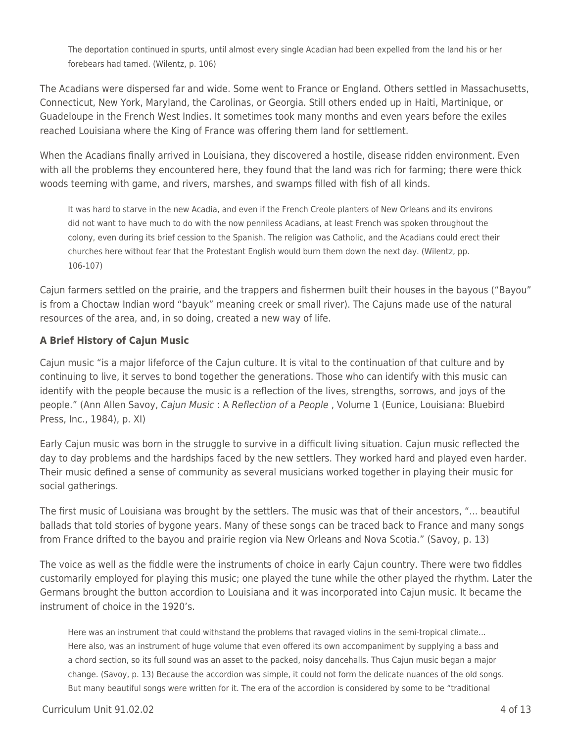> The deportation continued in spurts, until almost every single Acadian had been expelled from the land his or her forebears had tamed. (Wilentz, p. 106)

The Acadians were dispersed far and wide. Some went to France or England. Others settled in Massachusetts, Connecticut, New York, Maryland, the Carolinas, or Georgia. Still others ended up in Haiti, Martinique, or Guadeloupe in the French West Indies. It sometimes took many months and even years before the exiles reached Louisiana where the King of France was offering them land for settlement.

When the Acadians finally arrived in Louisiana, they discovered a hostile, disease ridden environment. Even with all the problems they encountered here, they found that the land was rich for farming; there were thick woods teeming with game, and rivers, marshes, and swamps filled with fish of all kinds.

> It was hard to starve in the new Acadia, and even if the French Creole planters of New Orleans and its environs did not want to have much to do with the now penniless Acadians, at least French was spoken throughout the colony, even during its brief cession to the Spanish. The religion was Catholic, and the Acadians could erect their churches here without fear that the Protestant English would burn them down the next day. (Wilentz, pp. 106-107)

Cajun farmers settled on the prairie, and the trappers and fishermen built their houses in the bayous ("Bayou" is from a Choctaw Indian word "bayuk" meaning creek or small river). The Cajuns made use of the natural resources of the area, and, in so doing, created a new way of life.

**A Brief History of Cajun Music**

Cajun music "is a major lifeforce of the Cajun culture. It is vital to the continuation of that culture and by continuing to live, it serves to bond together the generations. Those who can identify with this music can identify with the people because the music is a reflection of the lives, strengths, sorrows, and joys of the people." (Ann Allen Savoy, *Cajun Music* : A *Reflection of* a *People* , Volume 1 (Eunice, Louisiana: Bluebird Press, Inc., 1984), p. XI)

Early Cajun music was born in the struggle to survive in a difficult living situation. Cajun music reflected the day to day problems and the hardships faced by the new settlers. They worked hard and played even harder. Their music defined a sense of community as several musicians worked together in playing their music for social gatherings.

The first music of Louisiana was brought by the settlers. The music was that of their ancestors, "... beautiful ballads that told stories of bygone years. Many of these songs can be traced back to France and many songs from France drifted to the bayou and prairie region via New Orleans and Nova Scotia." (Savoy, p. 13)

The voice as well as the fiddle were the instruments of choice in early Cajun country. There were two fiddles customarily employed for playing this music; one played the tune while the other played the rhythm. Later the Germans brought the button accordion to Louisiana and it was incorporated into Cajun music. It became the instrument of choice in the 1920's.

> Here was an instrument that could withstand the problems that ravaged violins in the semi-tropical climate... Here also, was an instrument of huge volume that even offered its own accompaniment by supplying a bass and a chord section, so its full sound was an asset to the packed, noisy dancehalls. Thus Cajun music began a major change. (Savoy, p. 13) Because the accordion was simple, it could not form the delicate nuances of the old songs. But many beautiful songs were written for it. The era of the accordion is considered by some to be "traditional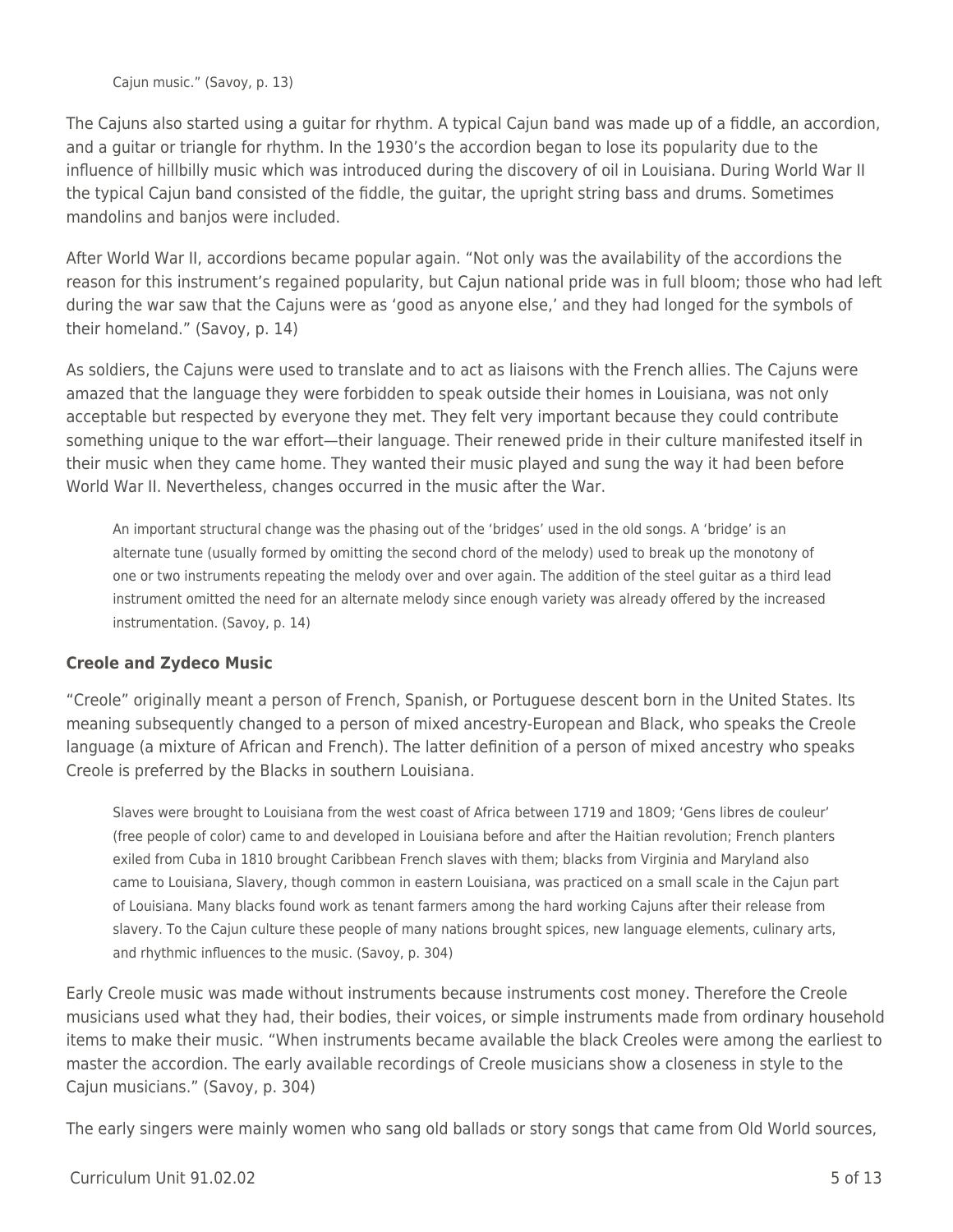Cajun music." (Savoy, p. 13)

The Cajuns also started using a guitar for rhythm. A typical Cajun band was made up of a fiddle, an accordion, and a guitar or triangle for rhythm. In the 1930's the accordion began to lose its popularity due to the influence of hillbilly music which was introduced during the discovery of oil in Louisiana. During World War II the typical Cajun band consisted of the fiddle, the guitar, the upright string bass and drums. Sometimes mandolins and banjos were included.

After World War II, accordions became popular again. "Not only was the availability of the accordions the reason for this instrument's regained popularity, but Cajun national pride was in full bloom; those who had left during the war saw that the Cajuns were as 'good as anyone else,' and they had longed for the symbols of their homeland." (Savoy, p. 14)

As soldiers, the Cajuns were used to translate and to act as liaisons with the French allies. The Cajuns were amazed that the language they were forbidden to speak outside their homes in Louisiana, was not only acceptable but respected by everyone they met. They felt very important because they could contribute something unique to the war effort—their language. Their renewed pride in their culture manifested itself in their music when they came home. They wanted their music played and sung the way it had been before World War II. Nevertheless, changes occurred in the music after the War.

> An important structural change was the phasing out of the 'bridges' used in the old songs. A 'bridge' is an alternate tune (usually formed by omitting the second chord of the melody) used to break up the monotony of one or two instruments repeating the melody over and over again. The addition of the steel guitar as a third lead instrument omitted the need for an alternate melody since enough variety was already offered by the increased instrumentation. (Savoy, p. 14)

### Creole and Zydeco Music

"Creole" originally meant a person of French, Spanish, or Portuguese descent born in the United States. Its meaning subsequently changed to a person of mixed ancestry-European and Black, who speaks the Creole language (a mixture of African and French). The latter definition of a person of mixed ancestry who speaks Creole is preferred by the Blacks in southern Louisiana.

> Slaves were brought to Louisiana from the west coast of Africa between 1719 and 18O9; 'Gens libres de couleur' (free people of color) came to and developed in Louisiana before and after the Haitian revolution; French planters exiled from Cuba in 1810 brought Caribbean French slaves with them; blacks from Virginia and Maryland also came to Louisiana, Slavery, though common in eastern Louisiana, was practiced on a small scale in the Cajun part of Louisiana. Many blacks found work as tenant farmers among the hard working Cajuns after their release from slavery. To the Cajun culture these people of many nations brought spices, new language elements, culinary arts, and rhythmic influences to the music. (Savoy, p. 304)

Early Creole music was made without instruments because instruments cost money. Therefore the Creole musicians used what they had, their bodies, their voices, or simple instruments made from ordinary household items to make their music. "When instruments became available the black Creoles were among the earliest to master the accordion. The early available recordings of Creole musicians show a closeness in style to the Cajun musicians." (Savoy, p. 304)

The early singers were mainly women who sang old ballads or story songs that came from Old World sources,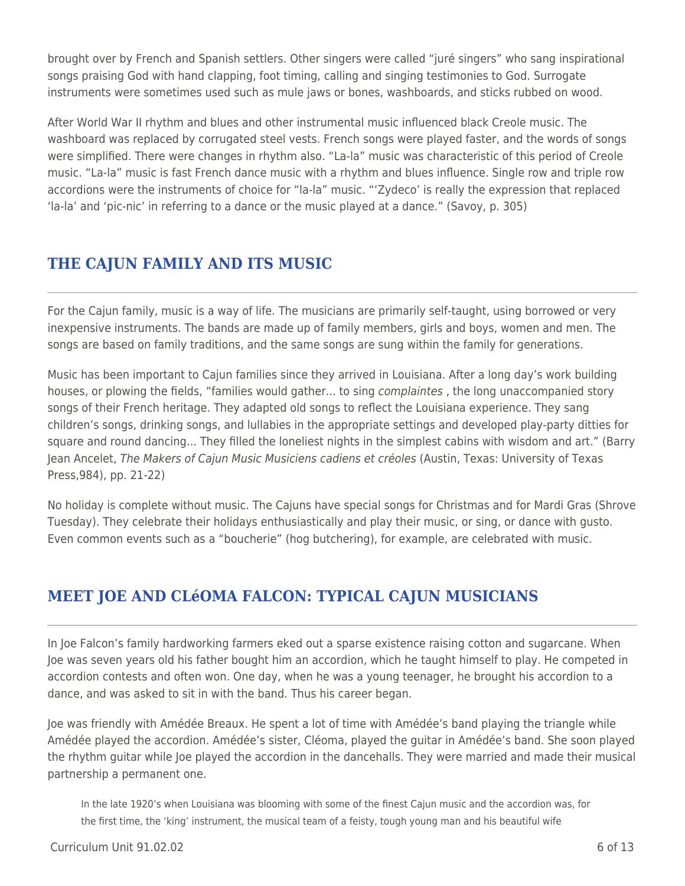brought over by French and Spanish settlers. Other singers were called "juré singers" who sang inspirational songs praising God with hand clapping, foot timing, calling and singing testimonies to God. Surrogate instruments were sometimes used such as mule jaws or bones, washboards, and sticks rubbed on wood.

After World War II rhythm and blues and other instrumental music influenced black Creole music. The washboard was replaced by corrugated steel vests. French songs were played faster, and the words of songs were simplified. There were changes in rhythm also. "La-la" music was characteristic of this period of Creole music. "La-la" music is fast French dance music with a rhythm and blues influence. Single row and triple row accordions were the instruments of choice for "la-la" music. "'Zydeco' is really the expression that replaced 'la-la' and 'pic-nic' in referring to a dance or the music played at a dance." (Savoy, p. 305)

## THE CAJUN FAMILY AND ITS MUSIC

For the Cajun family, music is a way of life. The musicians are primarily self-taught, using borrowed or very inexpensive instruments. The bands are made up of family members, girls and boys, women and men. The songs are based on family traditions, and the same songs are sung within the family for generations.

Music has been important to Cajun families since they arrived in Louisiana. After a long day's work building houses, or plowing the fields, "families would gather... to sing *complaintes* , the long unaccompanied story songs of their French heritage. They adapted old songs to reflect the Louisiana experience. They sang children's songs, drinking songs, and lullabies in the appropriate settings and developed play-party ditties for square and round dancing... They filled the loneliest nights in the simplest cabins with wisdom and art." (Barry Jean Ancelet, *The Makers of Cajun Music Musiciens cadiens et créoles* (Austin, Texas: University of Texas Press,984), pp. 21-22)

No holiday is complete without music. The Cajuns have special songs for Christmas and for Mardi Gras (Shrove Tuesday). They celebrate their holidays enthusiastically and play their music, or sing, or dance with gusto. Even common events such as a "boucherie" (hog butchering), for example, are celebrated with music.

## MEET JOE AND CLéOMA FALCON: TYPICAL CAJUN MUSICIANS

In Joe Falcon's family hardworking farmers eked out a sparse existence raising cotton and sugarcane. When Joe was seven years old his father bought him an accordion, which he taught himself to play. He competed in accordion contests and often won. One day, when he was a young teenager, he brought his accordion to a dance, and was asked to sit in with the band. Thus his career began.

Joe was friendly with Amédée Breaux. He spent a lot of time with Amédée's band playing the triangle while Amédée played the accordion. Amédée's sister, Cléoma, played the guitar in Amédée's band. She soon played the rhythm guitar while Joe played the accordion in the dancehalls. They were married and made their musical partnership a permanent one.

> In the late 1920's when Louisiana was blooming with some of the finest Cajun music and the accordion was, for the first time, the 'king' instrument, the musical team of a feisty, tough young man and his beautiful wife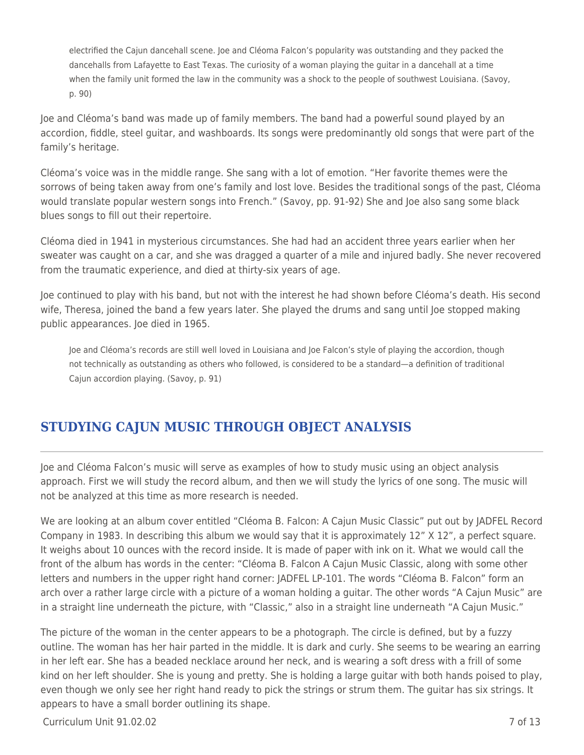> electrified the Cajun dancehall scene. Joe and Cléoma Falcon's popularity was outstanding and they packed the dancehalls from Lafayette to East Texas. The curiosity of a woman playing the guitar in a dancehall at a time when the family unit formed the law in the community was a shock to the people of southwest Louisiana. (Savoy, p. 90)

Joe and Cléoma's band was made up of family members. The band had a powerful sound played by an accordion, fiddle, steel guitar, and washboards. Its songs were predominantly old songs that were part of the family's heritage.

Cléoma's voice was in the middle range. She sang with a lot of emotion. "Her favorite themes were the sorrows of being taken away from one's family and lost love. Besides the traditional songs of the past, Cléoma would translate popular western songs into French." (Savoy, pp. 91-92) She and Joe also sang some black blues songs to fill out their repertoire.

Cléoma died in 1941 in mysterious circumstances. She had had an accident three years earlier when her sweater was caught on a car, and she was dragged a quarter of a mile and injured badly. She never recovered from the traumatic experience, and died at thirty-six years of age.

Joe continued to play with his band, but not with the interest he had shown before Cléoma's death. His second wife, Theresa, joined the band a few years later. She played the drums and sang until Joe stopped making public appearances. Joe died in 1965.

> Joe and Cléoma's records are still well loved in Louisiana and Joe Falcon's style of playing the accordion, though not technically as outstanding as others who followed, is considered to be a standard—a definition of traditional Cajun accordion playing. (Savoy, p. 91)

## STUDYING CAJUN MUSIC THROUGH OBJECT ANALYSIS

Joe and Cléoma Falcon's music will serve as examples of how to study music using an object analysis approach. First we will study the record album, and then we will study the lyrics of one song. The music will not be analyzed at this time as more research is needed.

We are looking at an album cover entitled "Cléoma B. Falcon: A Cajun Music Classic" put out by JADFEL Record Company in 1983. In describing this album we would say that it is approximately 12" X 12", a perfect square. It weighs about 10 ounces with the record inside. It is made of paper with ink on it. What we would call the front of the album has words in the center: "Cléoma B. Falcon A Cajun Music Classic, along with some other letters and numbers in the upper right hand corner: JADFEL LP-101. The words "Cléoma B. Falcon" form an arch over a rather large circle with a picture of a woman holding a guitar. The other words "A Cajun Music" are in a straight line underneath the picture, with "Classic," also in a straight line underneath "A Cajun Music."

The picture of the woman in the center appears to be a photograph. The circle is defined, but by a fuzzy outline. The woman has her hair parted in the middle. It is dark and curly. She seems to be wearing an earring in her left ear. She has a beaded necklace around her neck, and is wearing a soft dress with a frill of some kind on her left shoulder. She is young and pretty. She is holding a large guitar with both hands poised to play, even though we only see her right hand ready to pick the strings or strum them. The guitar has six strings. It appears to have a small border outlining its shape.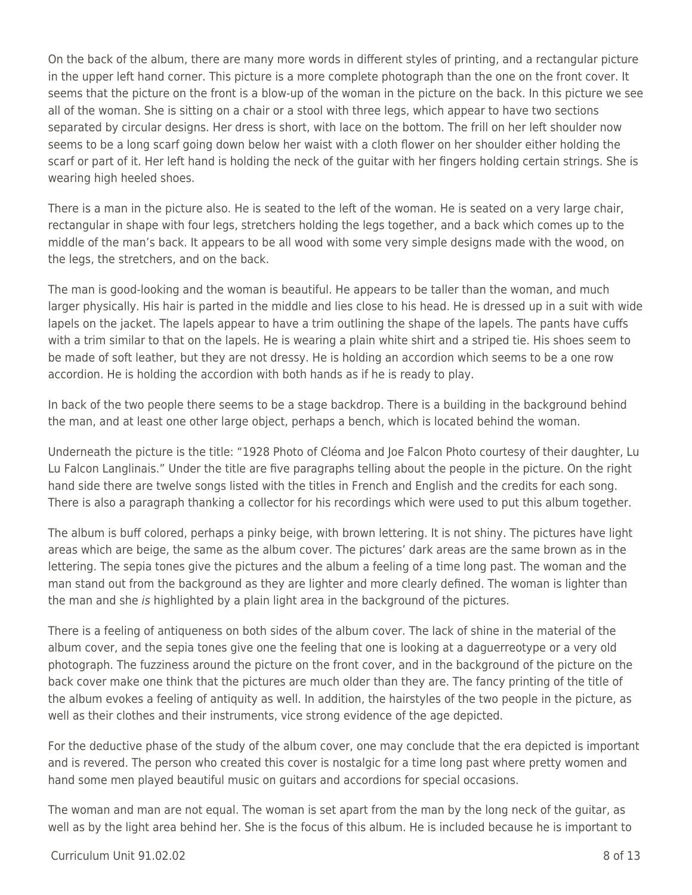On the back of the album, there are many more words in different styles of printing, and a rectangular picture in the upper left hand corner. This picture is a more complete photograph than the one on the front cover. It seems that the picture on the front is a blow-up of the woman in the picture on the back. In this picture we see all of the woman. She is sitting on a chair or a stool with three legs, which appear to have two sections separated by circular designs. Her dress is short, with lace on the bottom. The frill on her left shoulder now seems to be a long scarf going down below her waist with a cloth flower on her shoulder either holding the scarf or part of it. Her left hand is holding the neck of the guitar with her fingers holding certain strings. She is wearing high heeled shoes.

There is a man in the picture also. He is seated to the left of the woman. He is seated on a very large chair, rectangular in shape with four legs, stretchers holding the legs together, and a back which comes up to the middle of the man's back. It appears to be all wood with some very simple designs made with the wood, on the legs, the stretchers, and on the back.

The man is good-looking and the woman is beautiful. He appears to be taller than the woman, and much larger physically. His hair is parted in the middle and lies close to his head. He is dressed up in a suit with wide lapels on the jacket. The lapels appear to have a trim outlining the shape of the lapels. The pants have cuffs with a trim similar to that on the lapels. He is wearing a plain white shirt and a striped tie. His shoes seem to be made of soft leather, but they are not dressy. He is holding an accordion which seems to be a one row accordion. He is holding the accordion with both hands as if he is ready to play.

In back of the two people there seems to be a stage backdrop. There is a building in the background behind the man, and at least one other large object, perhaps a bench, which is located behind the woman.

Underneath the picture is the title: "1928 Photo of Cléoma and Joe Falcon Photo courtesy of their daughter, Lu Lu Falcon Langlinais." Under the title are five paragraphs telling about the people in the picture. On the right hand side there are twelve songs listed with the titles in French and English and the credits for each song. There is also a paragraph thanking a collector for his recordings which were used to put this album together.

The album is buff colored, perhaps a pinky beige, with brown lettering. It is not shiny. The pictures have light areas which are beige, the same as the album cover. The pictures' dark areas are the same brown as in the lettering. The sepia tones give the pictures and the album a feeling of a time long past. The woman and the man stand out from the background as they are lighter and more clearly defined. The woman is lighter than the man and she *is* highlighted by a plain light area in the background of the pictures.

There is a feeling of antiqueness on both sides of the album cover. The lack of shine in the material of the album cover, and the sepia tones give one the feeling that one is looking at a daguerreotype or a very old photograph. The fuzziness around the picture on the front cover, and in the background of the picture on the back cover make one think that the pictures are much older than they are. The fancy printing of the title of the album evokes a feeling of antiquity as well. In addition, the hairstyles of the two people in the picture, as well as their clothes and their instruments, vice strong evidence of the age depicted.

For the deductive phase of the study of the album cover, one may conclude that the era depicted is important and is revered. The person who created this cover is nostalgic for a time long past where pretty women and hand some men played beautiful music on guitars and accordions for special occasions.

The woman and man are not equal. The woman is set apart from the man by the long neck of the guitar, as well as by the light area behind her. She is the focus of this album. He is included because he is important to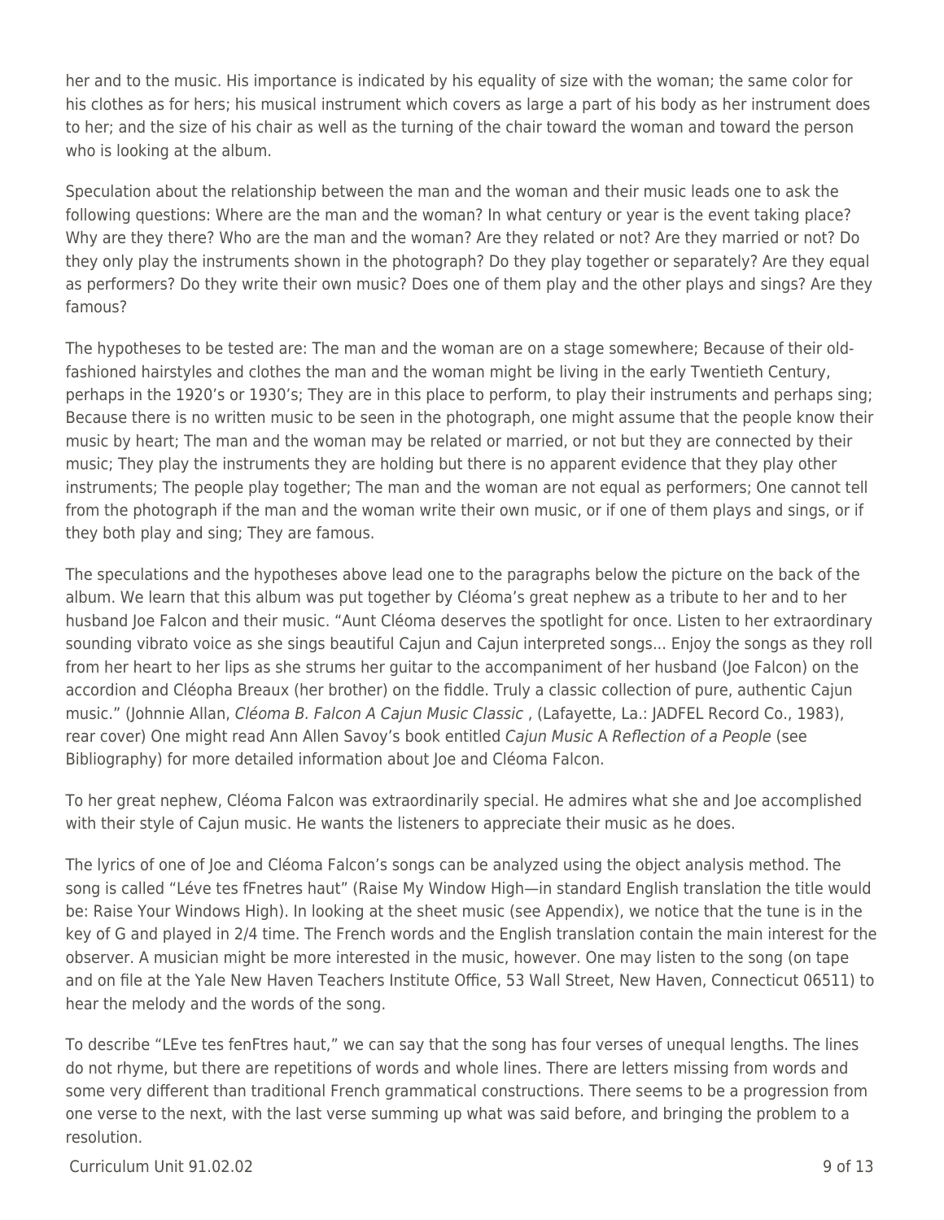her and to the music. His importance is indicated by his equality of size with the woman; the same color for his clothes as for hers; his musical instrument which covers as large a part of his body as her instrument does to her; and the size of his chair as well as the turning of the chair toward the woman and toward the person who is looking at the album.

Speculation about the relationship between the man and the woman and their music leads one to ask the following questions: Where are the man and the woman? In what century or year is the event taking place? Why are they there? Who are the man and the woman? Are they related or not? Are they married or not? Do they only play the instruments shown in the photograph? Do they play together or separately? Are they equal as performers? Do they write their own music? Does one of them play and the other plays and sings? Are they famous?

The hypotheses to be tested are: The man and the woman are on a stage somewhere; Because of their old-fashioned hairstyles and clothes the man and the woman might be living in the early Twentieth Century, perhaps in the 1920's or 1930's; They are in this place to perform, to play their instruments and perhaps sing; Because there is no written music to be seen in the photograph, one might assume that the people know their music by heart; The man and the woman may be related or married, or not but they are connected by their music; They play the instruments they are holding but there is no apparent evidence that they play other instruments; The people play together; The man and the woman are not equal as performers; One cannot tell from the photograph if the man and the woman write their own music, or if one of them plays and sings, or if they both play and sing; They are famous.

The speculations and the hypotheses above lead one to the paragraphs below the picture on the back of the album. We learn that this album was put together by Cléoma's great nephew as a tribute to her and to her husband Joe Falcon and their music. "Aunt Cléoma deserves the spotlight for once. Listen to her extraordinary sounding vibrato voice as she sings beautiful Cajun and Cajun interpreted songs... Enjoy the songs as they roll from her heart to her lips as she strums her guitar to the accompaniment of her husband (Joe Falcon) on the accordion and Cléopha Breaux (her brother) on the fiddle. Truly a classic collection of pure, authentic Cajun music." (Johnnie Allan, *Cléoma B. Falcon A Cajun Music Classic* , (Lafayette, La.: JADFEL Record Co., 1983), rear cover) One might read Ann Allen Savoy's book entitled *Cajun Music* A *Reflection of a People* (see Bibliography) for more detailed information about Joe and Cléoma Falcon.

To her great nephew, Cléoma Falcon was extraordinarily special. He admires what she and Joe accomplished with their style of Cajun music. He wants the listeners to appreciate their music as he does.

The lyrics of one of Joe and Cléoma Falcon's songs can be analyzed using the object analysis method. The song is called "Léve tes fFnetres haut" (Raise My Window High—in standard English translation the title would be: Raise Your Windows High). In looking at the sheet music (see Appendix), we notice that the tune is in the key of G and played in 2/4 time. The French words and the English translation contain the main interest for the observer. A musician might be more interested in the music, however. One may listen to the song (on tape and on file at the Yale New Haven Teachers Institute Office, 53 Wall Street, New Haven, Connecticut 06511) to hear the melody and the words of the song.

To describe "LEve tes fenFtres haut," we can say that the song has four verses of unequal lengths. The lines do not rhyme, but there are repetitions of words and whole lines. There are letters missing from words and some very different than traditional French grammatical constructions. There seems to be a progression from one verse to the next, with the last verse summing up what was said before, and bringing the problem to a resolution.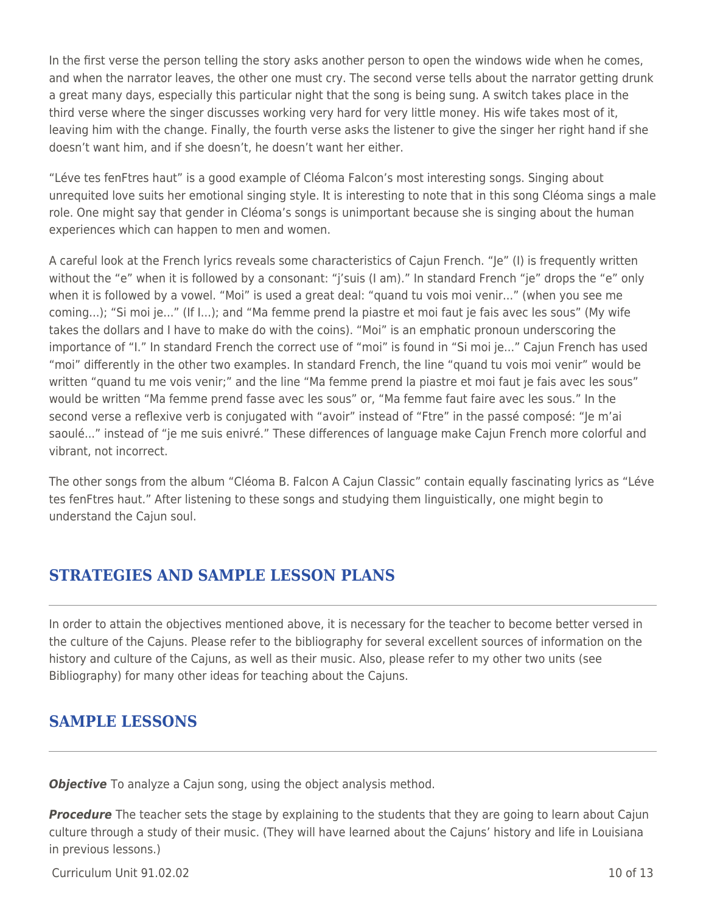In the first verse the person telling the story asks another person to open the windows wide when he comes, and when the narrator leaves, the other one must cry. The second verse tells about the narrator getting drunk a great many days, especially this particular night that the song is being sung. A switch takes place in the third verse where the singer discusses working very hard for very little money. His wife takes most of it, leaving him with the change. Finally, the fourth verse asks the listener to give the singer her right hand if she doesn't want him, and if she doesn't, he doesn't want her either.

"Léve tes fenFtres haut" is a good example of Cléoma Falcon's most interesting songs. Singing about unrequited love suits her emotional singing style. It is interesting to note that in this song Cléoma sings a male role. One might say that gender in Cléoma's songs is unimportant because she is singing about the human experiences which can happen to men and women.

A careful look at the French lyrics reveals some characteristics of Cajun French. "Je" (I) is frequently written without the "e" when it is followed by a consonant: "j'suis (I am)." In standard French "je" drops the "e" only when it is followed by a vowel. "Moi" is used a great deal: "quand tu vois moi venir..." (when you see me coming...); "Si moi je..." (If I...); and "Ma femme prend la piastre et moi faut je fais avec les sous" (My wife takes the dollars and I have to make do with the coins). "Moi" is an emphatic pronoun underscoring the importance of "I." In standard French the correct use of "moi" is found in "Si moi je..." Cajun French has used "moi" differently in the other two examples. In standard French, the line "quand tu vois moi venir" would be written "quand tu me vois venir;" and the line "Ma femme prend la piastre et moi faut je fais avec les sous" would be written "Ma femme prend fasse avec les sous" or, "Ma femme faut faire avec les sous." In the second verse a reflexive verb is conjugated with "avoir" instead of "Ftre" in the passé composé: "Je m'ai saoulé..." instead of "je me suis enivré." These differences of language make Cajun French more colorful and vibrant, not incorrect.

The other songs from the album "Cléoma B. Falcon A Cajun Classic" contain equally fascinating lyrics as "Léve tes fenFtres haut." After listening to these songs and studying them linguistically, one might begin to understand the Cajun soul.

## STRATEGIES AND SAMPLE LESSON PLANS

In order to attain the objectives mentioned above, it is necessary for the teacher to become better versed in the culture of the Cajuns. Please refer to the bibliography for several excellent sources of information on the history and culture of the Cajuns, as well as their music. Also, please refer to my other two units (see Bibliography) for many other ideas for teaching about the Cajuns.

## SAMPLE LESSONS

***Objective*** To analyze a Cajun song, using the object analysis method.

***Procedure*** The teacher sets the stage by explaining to the students that they are going to learn about Cajun culture through a study of their music. (They will have learned about the Cajuns' history and life in Louisiana in previous lessons.)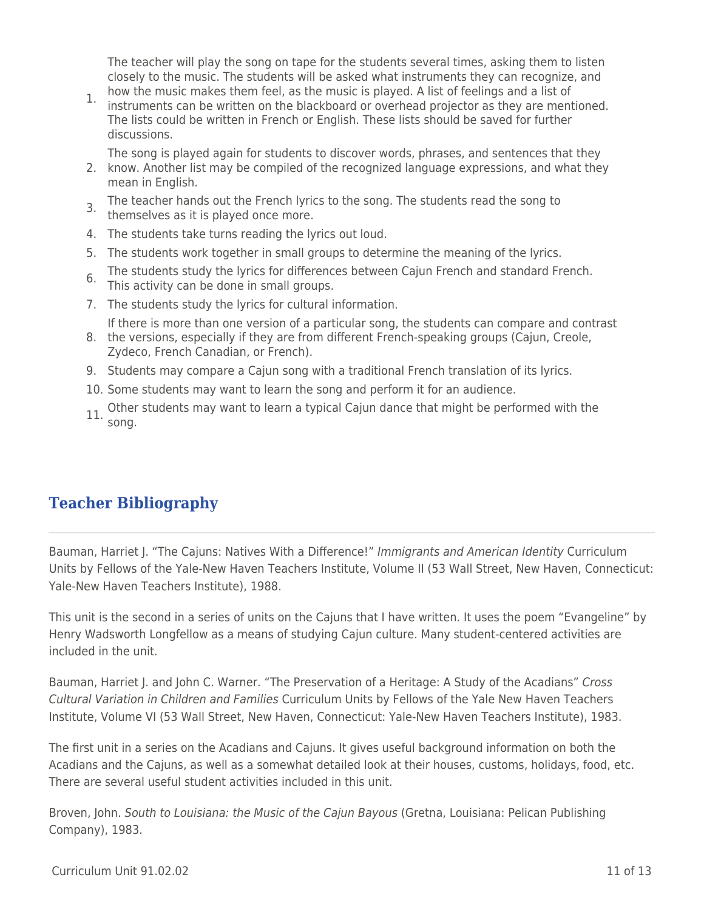1. The teacher will play the song on tape for the students several times, asking them to listen closely to the music. The students will be asked what instruments they can recognize, and how the music makes them feel, as the music is played. A list of feelings and a list of instruments can be written on the blackboard or overhead projector as they are mentioned. The lists could be written in French or English. These lists should be saved for further discussions.
2. The song is played again for students to discover words, phrases, and sentences that they know. Another list may be compiled of the recognized language expressions, and what they mean in English.
3. The teacher hands out the French lyrics to the song. The students read the song to themselves as it is played once more.
4. The students take turns reading the lyrics out loud.
5. The students work together in small groups to determine the meaning of the lyrics.
6. The students study the lyrics for differences between Cajun French and standard French. This activity can be done in small groups.
7. The students study the lyrics for cultural information.
8. If there is more than one version of a particular song, the students can compare and contrast the versions, especially if they are from different French-speaking groups (Cajun, Creole, Zydeco, French Canadian, or French).
9. Students may compare a Cajun song with a traditional French translation of its lyrics.
10. Some students may want to learn the song and perform it for an audience.
11. Other students may want to learn a typical Cajun dance that might be performed with the song.

## Teacher Bibliography

Bauman, Harriet J. "The Cajuns: Natives With a Difference!" *Immigrants and American Identity* Curriculum Units by Fellows of the Yale-New Haven Teachers Institute, Volume II (53 Wall Street, New Haven, Connecticut: Yale-New Haven Teachers Institute), 1988.

This unit is the second in a series of units on the Cajuns that I have written. It uses the poem "Evangeline" by Henry Wadsworth Longfellow as a means of studying Cajun culture. Many student-centered activities are included in the unit.

Bauman, Harriet J. and John C. Warner. "The Preservation of a Heritage: A Study of the Acadians" *Cross Cultural Variation in Children and Families* Curriculum Units by Fellows of the Yale New Haven Teachers Institute, Volume VI (53 Wall Street, New Haven, Connecticut: Yale-New Haven Teachers Institute), 1983.

The first unit in a series on the Acadians and Cajuns. It gives useful background information on both the Acadians and the Cajuns, as well as a somewhat detailed look at their houses, customs, holidays, food, etc. There are several useful student activities included in this unit.

Broven, John. *South to Louisiana: the Music of the Cajun Bayous* (Gretna, Louisiana: Pelican Publishing Company), 1983.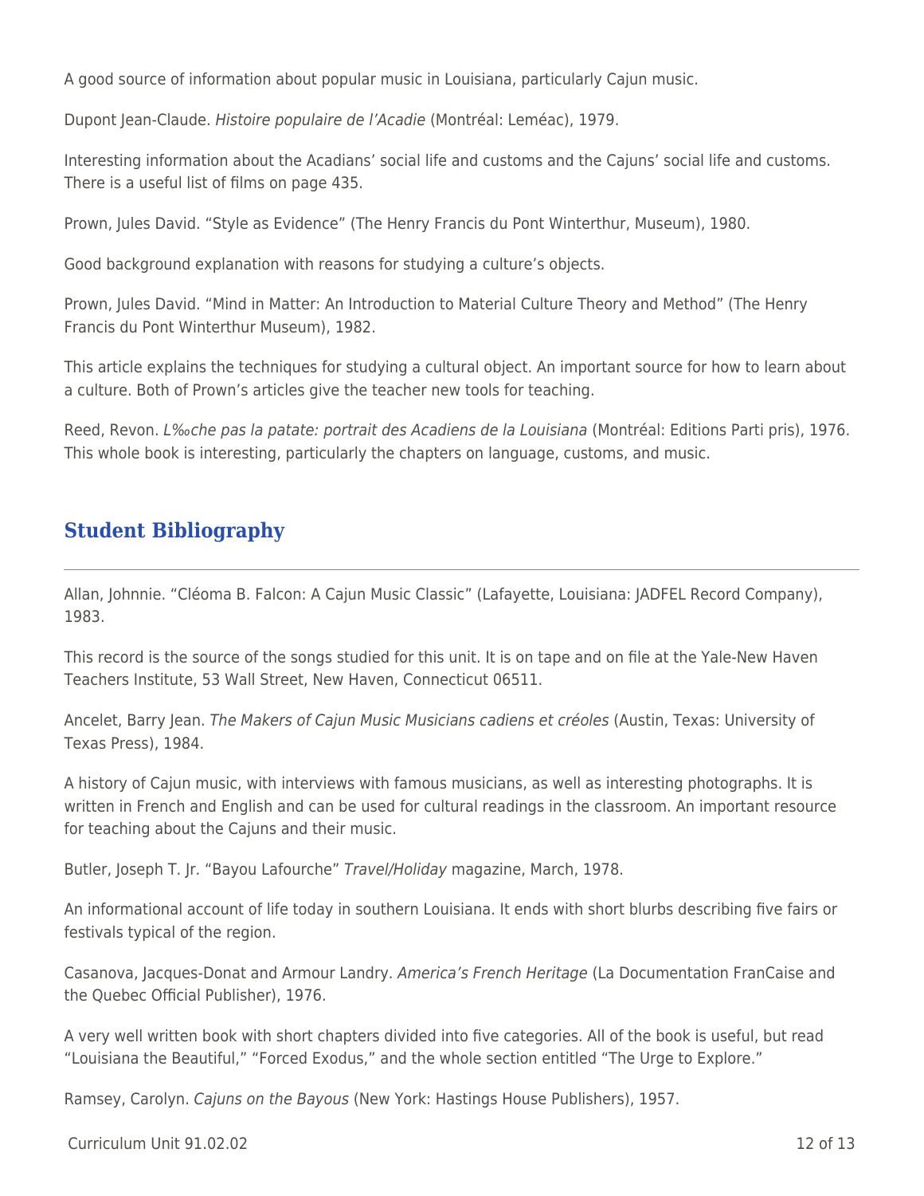A good source of information about popular music in Louisiana, particularly Cajun music.

Dupont Jean-Claude. *Histoire populaire de l'Acadie* (Montréal: Leméac), 1979.

Interesting information about the Acadians' social life and customs and the Cajuns' social life and customs. There is a useful list of films on page 435.

Prown, Jules David. "Style as Evidence" (The Henry Francis du Pont Winterthur, Museum), 1980.

Good background explanation with reasons for studying a culture's objects.

Prown, Jules David. "Mind in Matter: An Introduction to Material Culture Theory and Method" (The Henry Francis du Pont Winterthur Museum), 1982.

This article explains the techniques for studying a cultural object. An important source for how to learn about a culture. Both of Prown's articles give the teacher new tools for teaching.

Reed, Revon. *L‰che pas la patate: portrait des Acadiens de la Louisiana* (Montréal: Editions Parti pris), 1976. This whole book is interesting, particularly the chapters on language, customs, and music.

## Student Bibliography

Allan, Johnnie. "Cléoma B. Falcon: A Cajun Music Classic" (Lafayette, Louisiana: JADFEL Record Company), 1983.

This record is the source of the songs studied for this unit. It is on tape and on file at the Yale-New Haven Teachers Institute, 53 Wall Street, New Haven, Connecticut 06511.

Ancelet, Barry Jean. *The Makers of Cajun Music Musicians cadiens et créoles* (Austin, Texas: University of Texas Press), 1984.

A history of Cajun music, with interviews with famous musicians, as well as interesting photographs. It is written in French and English and can be used for cultural readings in the classroom. An important resource for teaching about the Cajuns and their music.

Butler, Joseph T. Jr. "Bayou Lafourche" *Travel/Holiday* magazine, March, 1978.

An informational account of life today in southern Louisiana. It ends with short blurbs describing five fairs or festivals typical of the region.

Casanova, Jacques-Donat and Armour Landry. *America's French Heritage* (La Documentation FranCaise and the Quebec Official Publisher), 1976.

A very well written book with short chapters divided into five categories. All of the book is useful, but read "Louisiana the Beautiful," "Forced Exodus," and the whole section entitled "The Urge to Explore."

Ramsey, Carolyn. *Cajuns on the Bayous* (New York: Hastings House Publishers), 1957.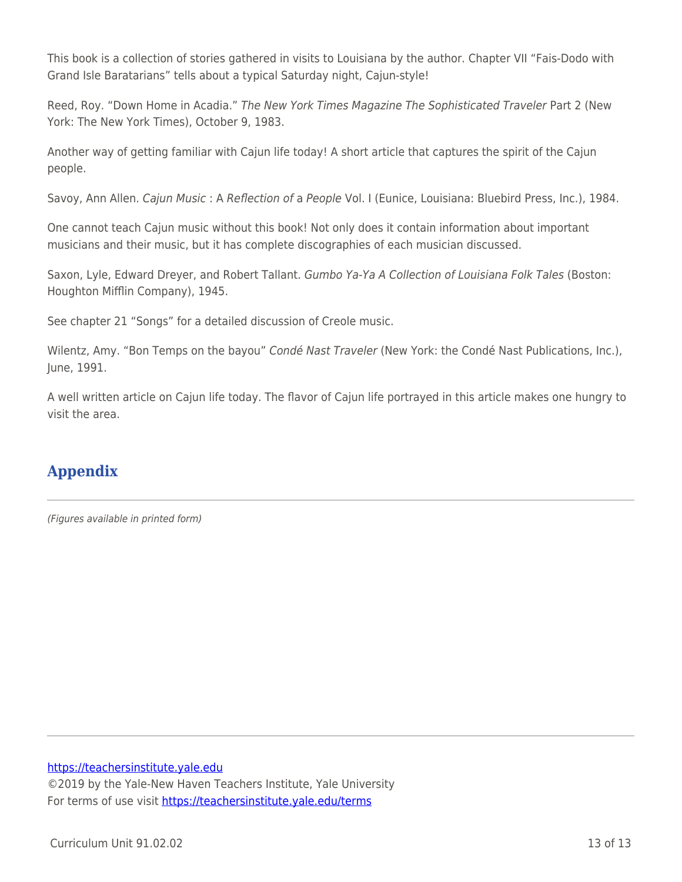This book is a collection of stories gathered in visits to Louisiana by the author. Chapter VII "Fais-Dodo with Grand Isle Baratarians" tells about a typical Saturday night, Cajun-style!

Reed, Roy. "Down Home in Acadia." *The New York Times Magazine The Sophisticated Traveler* Part 2 (New York: The New York Times), October 9, 1983.

Another way of getting familiar with Cajun life today! A short article that captures the spirit of the Cajun people.

Savoy, Ann Allen. *Cajun Music* : A *Reflection of* a *People* Vol. I (Eunice, Louisiana: Bluebird Press, Inc.), 1984.

One cannot teach Cajun music without this book! Not only does it contain information about important musicians and their music, but it has complete discographies of each musician discussed.

Saxon, Lyle, Edward Dreyer, and Robert Tallant. *Gumbo Ya-Ya A Collection of Louisiana Folk Tales* (Boston: Houghton Mifflin Company), 1945.

See chapter 21 "Songs" for a detailed discussion of Creole music.

Wilentz, Amy. "Bon Temps on the bayou" *Condé Nast Traveler* (New York: the Condé Nast Publications, Inc.), June, 1991.

A well written article on Cajun life today. The flavor of Cajun life portrayed in this article makes one hungry to visit the area.

## Appendix

---

*(Figures available in printed form)*

---

https://teachersinstitute.yale.edu
©2019 by the Yale-New Haven Teachers Institute, Yale University
For terms of use visit https://teachersinstitute.yale.edu/terms